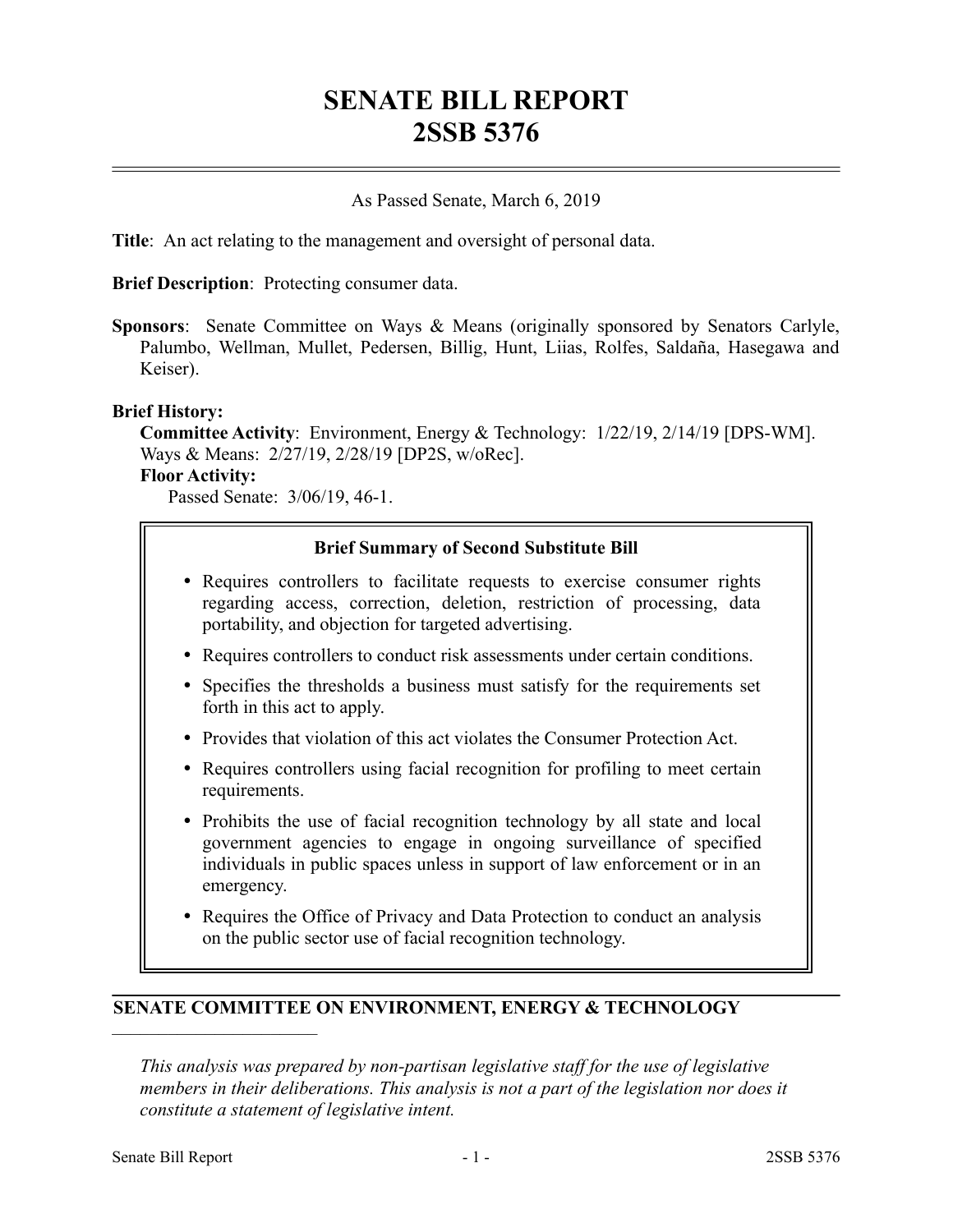# SENATE BILL REPORT
# 2SSB 5376

As Passed Senate, March 6, 2019

**Title**: An act relating to the management and oversight of personal data.

**Brief Description**: Protecting consumer data.

**Sponsors**: Senate Committee on Ways & Means (originally sponsored by Senators Carlyle, Palumbo, Wellman, Mullet, Pedersen, Billig, Hunt, Liias, Rolfes, Saldaña, Hasegawa and Keiser).

**Brief History:**

**Committee Activity**: Environment, Energy & Technology: 1/22/19, 2/14/19 [DPS-WM]. Ways & Means: 2/27/19, 2/28/19 [DP2S, w/oRec].

**Floor Activity:**

Passed Senate: 3/06/19, 46-1.

**Brief Summary of Second Substitute Bill**

- Requires controllers to facilitate requests to exercise consumer rights regarding access, correction, deletion, restriction of processing, data portability, and objection for targeted advertising.
- Requires controllers to conduct risk assessments under certain conditions.
- Specifies the thresholds a business must satisfy for the requirements set forth in this act to apply.
- Provides that violation of this act violates the Consumer Protection Act.
- Requires controllers using facial recognition for profiling to meet certain requirements.
- Prohibits the use of facial recognition technology by all state and local government agencies to engage in ongoing surveillance of specified individuals in public spaces unless in support of law enforcement or in an emergency.
- Requires the Office of Privacy and Data Protection to conduct an analysis on the public sector use of facial recognition technology.

## SENATE COMMITTEE ON ENVIRONMENT, ENERGY & TECHNOLOGY

---

*This analysis was prepared by non-partisan legislative staff for the use of legislative members in their deliberations. This analysis is not a part of the legislation nor does it constitute a statement of legislative intent.*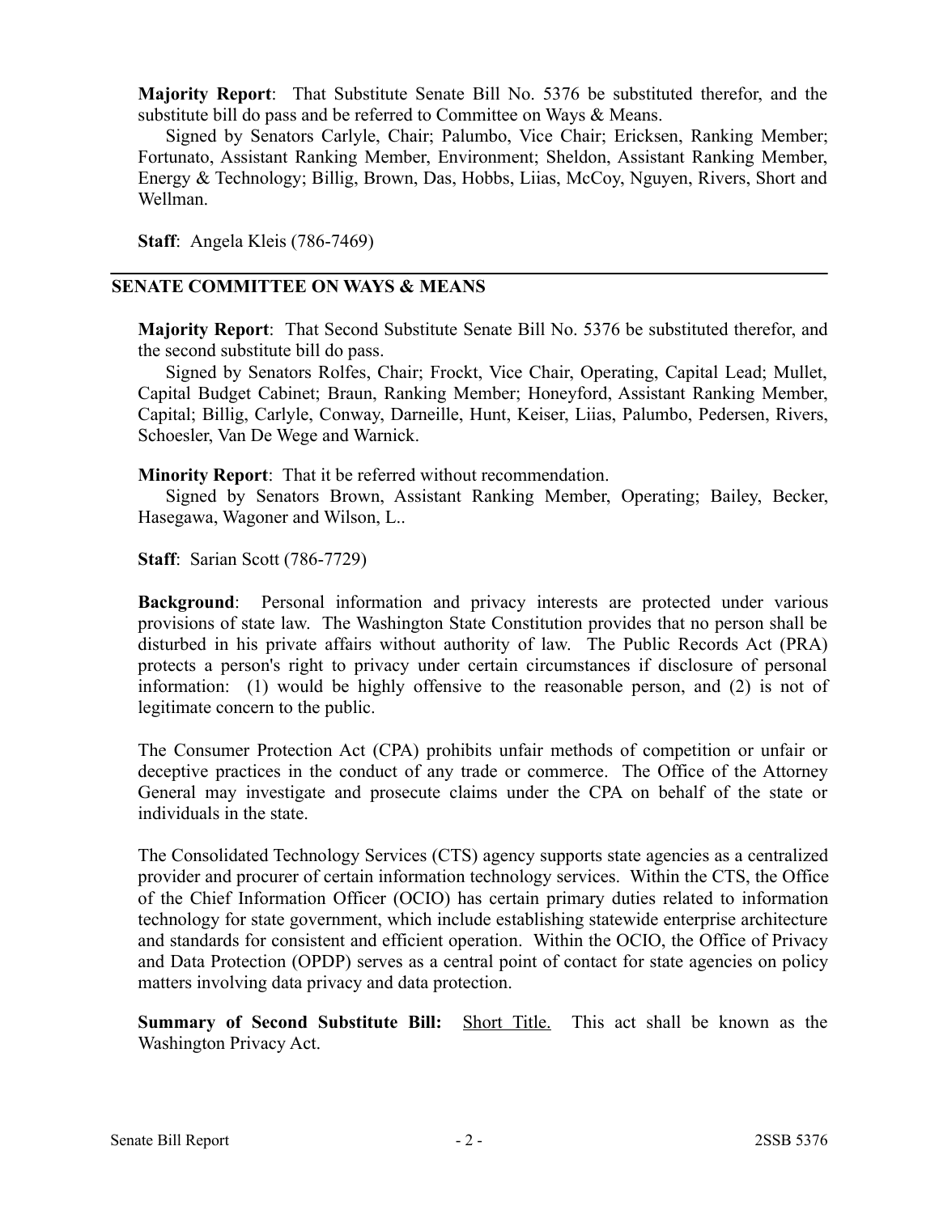**Majority Report**: That Substitute Senate Bill No. 5376 be substituted therefor, and the substitute bill do pass and be referred to Committee on Ways & Means.

Signed by Senators Carlyle, Chair; Palumbo, Vice Chair; Ericksen, Ranking Member; Fortunato, Assistant Ranking Member, Environment; Sheldon, Assistant Ranking Member, Energy & Technology; Billig, Brown, Das, Hobbs, Liias, McCoy, Nguyen, Rivers, Short and Wellman.

**Staff**: Angela Kleis (786-7469)

## SENATE COMMITTEE ON WAYS & MEANS

**Majority Report**: That Second Substitute Senate Bill No. 5376 be substituted therefor, and the second substitute bill do pass.

Signed by Senators Rolfes, Chair; Frockt, Vice Chair, Operating, Capital Lead; Mullet, Capital Budget Cabinet; Braun, Ranking Member; Honeyford, Assistant Ranking Member, Capital; Billig, Carlyle, Conway, Darneille, Hunt, Keiser, Liias, Palumbo, Pedersen, Rivers, Schoesler, Van De Wege and Warnick.

**Minority Report**: That it be referred without recommendation.

Signed by Senators Brown, Assistant Ranking Member, Operating; Bailey, Becker, Hasegawa, Wagoner and Wilson, L..

**Staff**: Sarian Scott (786-7729)

**Background**: Personal information and privacy interests are protected under various provisions of state law. The Washington State Constitution provides that no person shall be disturbed in his private affairs without authority of law. The Public Records Act (PRA) protects a person's right to privacy under certain circumstances if disclosure of personal information: (1) would be highly offensive to the reasonable person, and (2) is not of legitimate concern to the public.

The Consumer Protection Act (CPA) prohibits unfair methods of competition or unfair or deceptive practices in the conduct of any trade or commerce. The Office of the Attorney General may investigate and prosecute claims under the CPA on behalf of the state or individuals in the state.

The Consolidated Technology Services (CTS) agency supports state agencies as a centralized provider and procurer of certain information technology services. Within the CTS, the Office of the Chief Information Officer (OCIO) has certain primary duties related to information technology for state government, which include establishing statewide enterprise architecture and standards for consistent and efficient operation. Within the OCIO, the Office of Privacy and Data Protection (OPDP) serves as a central point of contact for state agencies on policy matters involving data privacy and data protection.

**Summary of Second Substitute Bill:** Short Title. This act shall be known as the Washington Privacy Act.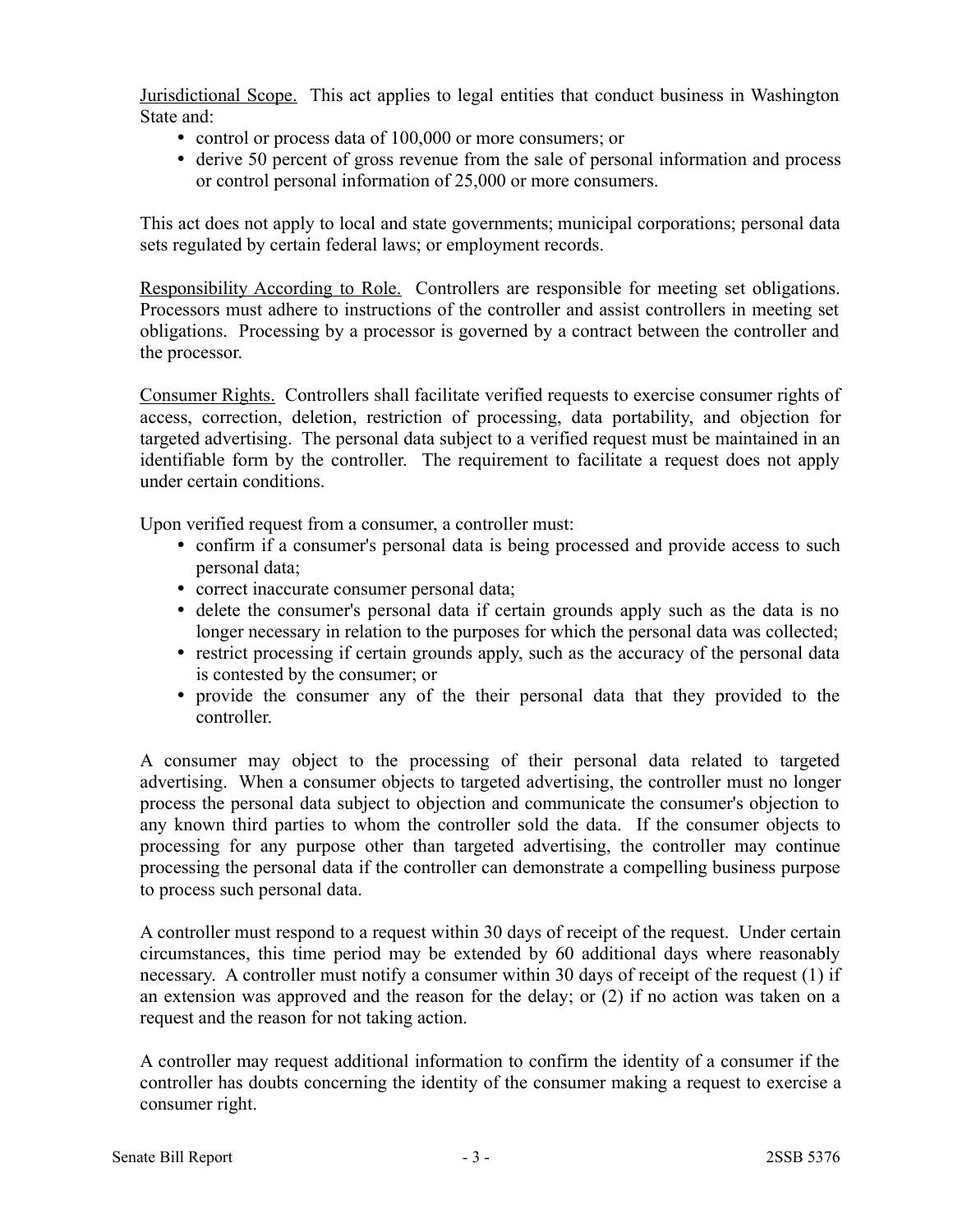Jurisdictional Scope. This act applies to legal entities that conduct business in Washington State and:

- control or process data of 100,000 or more consumers; or
- derive 50 percent of gross revenue from the sale of personal information and process or control personal information of 25,000 or more consumers.

This act does not apply to local and state governments; municipal corporations; personal data sets regulated by certain federal laws; or employment records.

Responsibility According to Role. Controllers are responsible for meeting set obligations. Processors must adhere to instructions of the controller and assist controllers in meeting set obligations. Processing by a processor is governed by a contract between the controller and the processor.

Consumer Rights. Controllers shall facilitate verified requests to exercise consumer rights of access, correction, deletion, restriction of processing, data portability, and objection for targeted advertising. The personal data subject to a verified request must be maintained in an identifiable form by the controller. The requirement to facilitate a request does not apply under certain conditions.

Upon verified request from a consumer, a controller must:

- confirm if a consumer's personal data is being processed and provide access to such personal data;
- correct inaccurate consumer personal data;
- delete the consumer's personal data if certain grounds apply such as the data is no longer necessary in relation to the purposes for which the personal data was collected;
- restrict processing if certain grounds apply, such as the accuracy of the personal data is contested by the consumer; or
- provide the consumer any of the their personal data that they provided to the controller.

A consumer may object to the processing of their personal data related to targeted advertising. When a consumer objects to targeted advertising, the controller must no longer process the personal data subject to objection and communicate the consumer's objection to any known third parties to whom the controller sold the data. If the consumer objects to processing for any purpose other than targeted advertising, the controller may continue processing the personal data if the controller can demonstrate a compelling business purpose to process such personal data.

A controller must respond to a request within 30 days of receipt of the request. Under certain circumstances, this time period may be extended by 60 additional days where reasonably necessary. A controller must notify a consumer within 30 days of receipt of the request (1) if an extension was approved and the reason for the delay; or (2) if no action was taken on a request and the reason for not taking action.

A controller may request additional information to confirm the identity of a consumer if the controller has doubts concerning the identity of the consumer making a request to exercise a consumer right.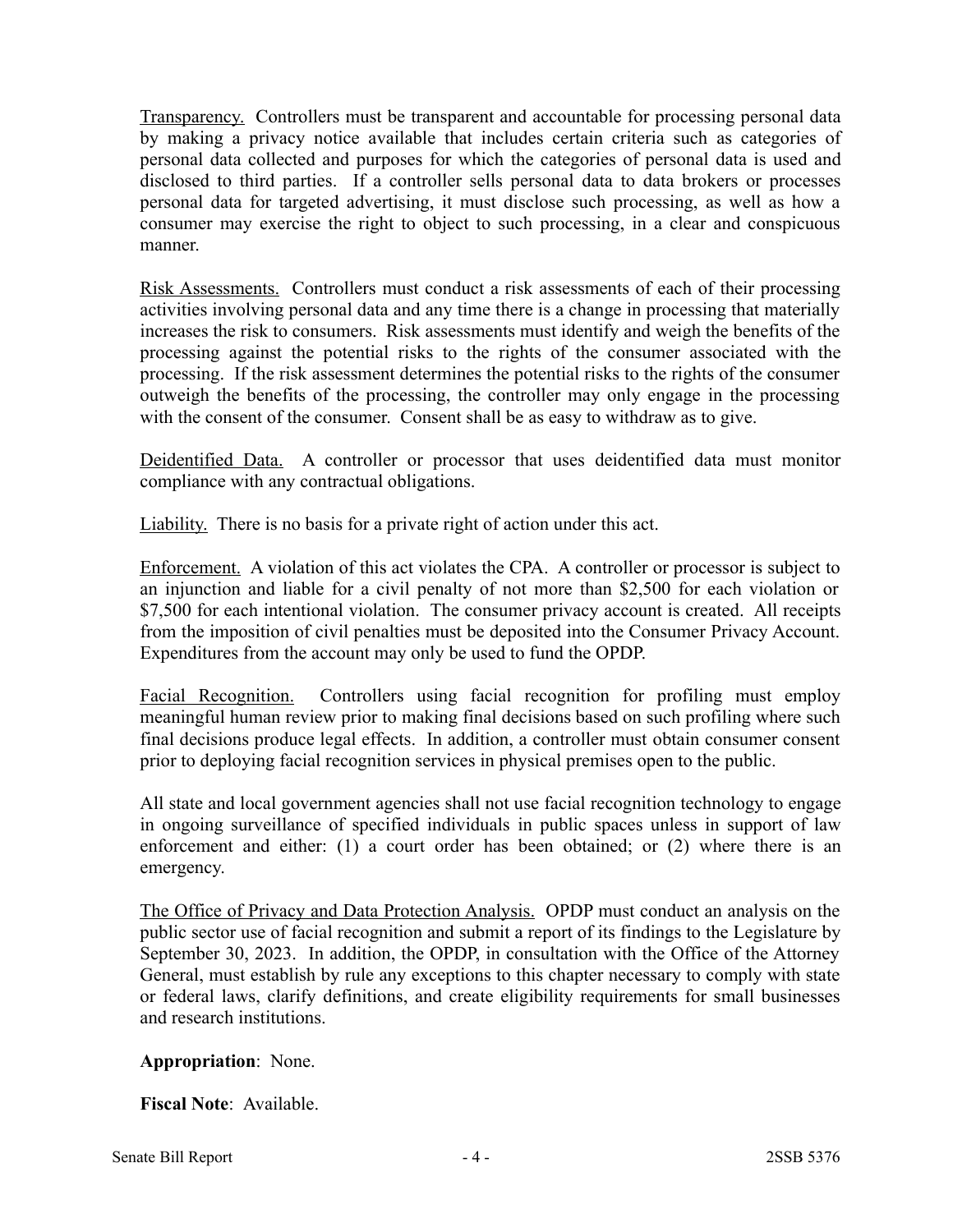Transparency. Controllers must be transparent and accountable for processing personal data by making a privacy notice available that includes certain criteria such as categories of personal data collected and purposes for which the categories of personal data is used and disclosed to third parties. If a controller sells personal data to data brokers or processes personal data for targeted advertising, it must disclose such processing, as well as how a consumer may exercise the right to object to such processing, in a clear and conspicuous manner.

Risk Assessments. Controllers must conduct a risk assessments of each of their processing activities involving personal data and any time there is a change in processing that materially increases the risk to consumers. Risk assessments must identify and weigh the benefits of the processing against the potential risks to the rights of the consumer associated with the processing. If the risk assessment determines the potential risks to the rights of the consumer outweigh the benefits of the processing, the controller may only engage in the processing with the consent of the consumer. Consent shall be as easy to withdraw as to give.

Deidentified Data. A controller or processor that uses deidentified data must monitor compliance with any contractual obligations.

Liability. There is no basis for a private right of action under this act.

Enforcement. A violation of this act violates the CPA. A controller or processor is subject to an injunction and liable for a civil penalty of not more than $2,500 for each violation or $7,500 for each intentional violation. The consumer privacy account is created. All receipts from the imposition of civil penalties must be deposited into the Consumer Privacy Account. Expenditures from the account may only be used to fund the OPDP.

Facial Recognition. Controllers using facial recognition for profiling must employ meaningful human review prior to making final decisions based on such profiling where such final decisions produce legal effects. In addition, a controller must obtain consumer consent prior to deploying facial recognition services in physical premises open to the public.

All state and local government agencies shall not use facial recognition technology to engage in ongoing surveillance of specified individuals in public spaces unless in support of law enforcement and either: (1) a court order has been obtained; or (2) where there is an emergency.

The Office of Privacy and Data Protection Analysis. OPDP must conduct an analysis on the public sector use of facial recognition and submit a report of its findings to the Legislature by September 30, 2023. In addition, the OPDP, in consultation with the Office of the Attorney General, must establish by rule any exceptions to this chapter necessary to comply with state or federal laws, clarify definitions, and create eligibility requirements for small businesses and research institutions.

**Appropriation**: None.

**Fiscal Note**: Available.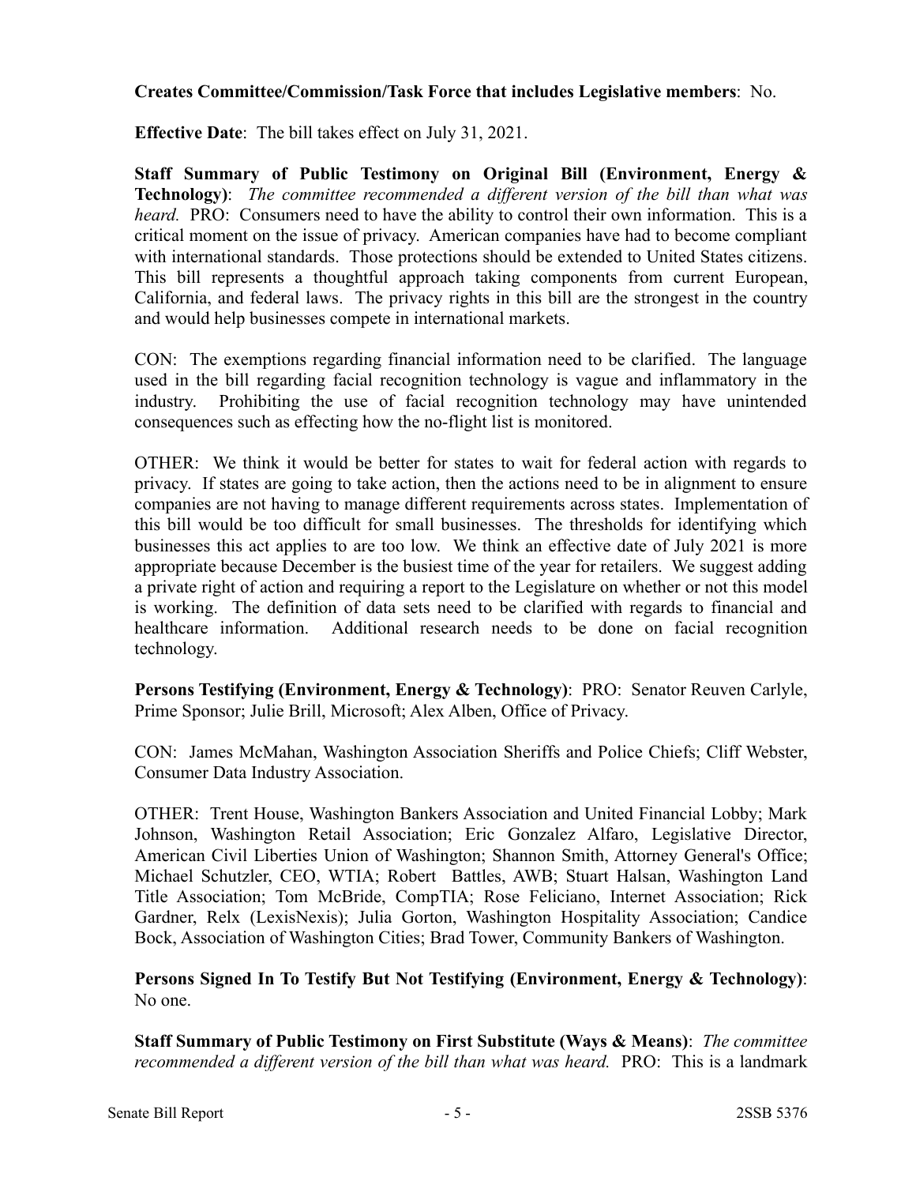**Creates Committee/Commission/Task Force that includes Legislative members**: No.

**Effective Date**: The bill takes effect on July 31, 2021.

**Staff Summary of Public Testimony on Original Bill (Environment, Energy & Technology)**: *The committee recommended a different version of the bill than what was heard.* PRO: Consumers need to have the ability to control their own information. This is a critical moment on the issue of privacy. American companies have had to become compliant with international standards. Those protections should be extended to United States citizens. This bill represents a thoughtful approach taking components from current European, California, and federal laws. The privacy rights in this bill are the strongest in the country and would help businesses compete in international markets.

CON: The exemptions regarding financial information need to be clarified. The language used in the bill regarding facial recognition technology is vague and inflammatory in the industry. Prohibiting the use of facial recognition technology may have unintended consequences such as effecting how the no-flight list is monitored.

OTHER: We think it would be better for states to wait for federal action with regards to privacy. If states are going to take action, then the actions need to be in alignment to ensure companies are not having to manage different requirements across states. Implementation of this bill would be too difficult for small businesses. The thresholds for identifying which businesses this act applies to are too low. We think an effective date of July 2021 is more appropriate because December is the busiest time of the year for retailers. We suggest adding a private right of action and requiring a report to the Legislature on whether or not this model is working. The definition of data sets need to be clarified with regards to financial and healthcare information. Additional research needs to be done on facial recognition technology.

**Persons Testifying (Environment, Energy & Technology)**: PRO: Senator Reuven Carlyle, Prime Sponsor; Julie Brill, Microsoft; Alex Alben, Office of Privacy.

CON: James McMahan, Washington Association Sheriffs and Police Chiefs; Cliff Webster, Consumer Data Industry Association.

OTHER: Trent House, Washington Bankers Association and United Financial Lobby; Mark Johnson, Washington Retail Association; Eric Gonzalez Alfaro, Legislative Director, American Civil Liberties Union of Washington; Shannon Smith, Attorney General's Office; Michael Schutzler, CEO, WTIA; Robert Battles, AWB; Stuart Halsan, Washington Land Title Association; Tom McBride, CompTIA; Rose Feliciano, Internet Association; Rick Gardner, Relx (LexisNexis); Julia Gorton, Washington Hospitality Association; Candice Bock, Association of Washington Cities; Brad Tower, Community Bankers of Washington.

**Persons Signed In To Testify But Not Testifying (Environment, Energy & Technology)**: No one.

**Staff Summary of Public Testimony on First Substitute (Ways & Means)**: *The committee recommended a different version of the bill than what was heard.* PRO: This is a landmark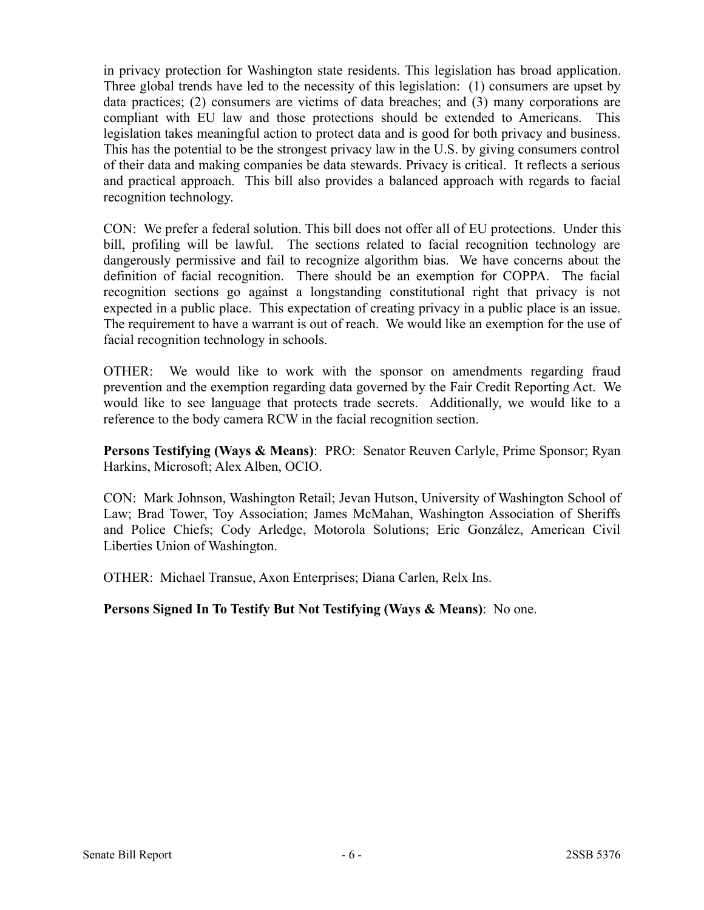in privacy protection for Washington state residents. This legislation has broad application. Three global trends have led to the necessity of this legislation: (1) consumers are upset by data practices; (2) consumers are victims of data breaches; and (3) many corporations are compliant with EU law and those protections should be extended to Americans. This legislation takes meaningful action to protect data and is good for both privacy and business. This has the potential to be the strongest privacy law in the U.S. by giving consumers control of their data and making companies be data stewards. Privacy is critical. It reflects a serious and practical approach. This bill also provides a balanced approach with regards to facial recognition technology.

CON: We prefer a federal solution. This bill does not offer all of EU protections. Under this bill, profiling will be lawful. The sections related to facial recognition technology are dangerously permissive and fail to recognize algorithm bias. We have concerns about the definition of facial recognition. There should be an exemption for COPPA. The facial recognition sections go against a longstanding constitutional right that privacy is not expected in a public place. This expectation of creating privacy in a public place is an issue. The requirement to have a warrant is out of reach. We would like an exemption for the use of facial recognition technology in schools.

OTHER: We would like to work with the sponsor on amendments regarding fraud prevention and the exemption regarding data governed by the Fair Credit Reporting Act. We would like to see language that protects trade secrets. Additionally, we would like to a reference to the body camera RCW in the facial recognition section.

**Persons Testifying (Ways & Means)**: PRO: Senator Reuven Carlyle, Prime Sponsor; Ryan Harkins, Microsoft; Alex Alben, OCIO.

CON: Mark Johnson, Washington Retail; Jevan Hutson, University of Washington School of Law; Brad Tower, Toy Association; James McMahan, Washington Association of Sheriffs and Police Chiefs; Cody Arledge, Motorola Solutions; Eric González, American Civil Liberties Union of Washington.

OTHER: Michael Transue, Axon Enterprises; Diana Carlen, Relx Ins.

**Persons Signed In To Testify But Not Testifying (Ways & Means)**: No one.